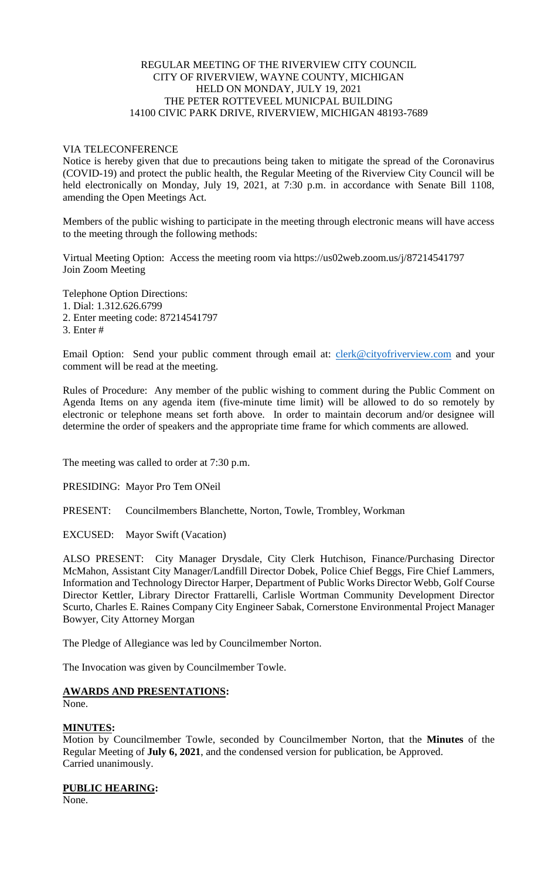REGULAR MEETING OF THE RIVERVIEW CITY COUNCIL
CITY OF RIVERVIEW, WAYNE COUNTY, MICHIGAN
HELD ON MONDAY, JULY 19, 2021
THE PETER ROTTEVEEL MUNICPAL BUILDING
14100 CIVIC PARK DRIVE, RIVERVIEW, MICHIGAN 48193-7689

VIA TELECONFERENCE
Notice is hereby given that due to precautions being taken to mitigate the spread of the Coronavirus (COVID-19) and protect the public health, the Regular Meeting of the Riverview City Council will be held electronically on Monday, July 19, 2021, at 7:30 p.m. in accordance with Senate Bill 1108, amending the Open Meetings Act.

Members of the public wishing to participate in the meeting through electronic means will have access to the meeting through the following methods:

Virtual Meeting Option: Access the meeting room via https://us02web.zoom.us/j/87214541797
Join Zoom Meeting

Telephone Option Directions:
1. Dial: 1.312.626.6799
2. Enter meeting code: 87214541797
3. Enter #

Email Option: Send your public comment through email at: clerk@cityofriverview.com and your comment will be read at the meeting.

Rules of Procedure: Any member of the public wishing to comment during the Public Comment on Agenda Items on any agenda item (five-minute time limit) will be allowed to do so remotely by electronic or telephone means set forth above. In order to maintain decorum and/or designee will determine the order of speakers and the appropriate time frame for which comments are allowed.

The meeting was called to order at 7:30 p.m.

PRESIDING: Mayor Pro Tem ONeil

PRESENT: Councilmembers Blanchette, Norton, Towle, Trombley, Workman

EXCUSED: Mayor Swift (Vacation)

ALSO PRESENT: City Manager Drysdale, City Clerk Hutchison, Finance/Purchasing Director McMahon, Assistant City Manager/Landfill Director Dobek, Police Chief Beggs, Fire Chief Lammers, Information and Technology Director Harper, Department of Public Works Director Webb, Golf Course Director Kettler, Library Director Frattarelli, Carlisle Wortman Community Development Director Scurto, Charles E. Raines Company City Engineer Sabak, Cornerstone Environmental Project Manager Bowyer, City Attorney Morgan

The Pledge of Allegiance was led by Councilmember Norton.

The Invocation was given by Councilmember Towle.

**AWARDS AND PRESENTATIONS:**
None.

**MINUTES:**
Motion by Councilmember Towle, seconded by Councilmember Norton, that the **Minutes** of the Regular Meeting of **July 6, 2021**, and the condensed version for publication, be Approved.
Carried unanimously.

**PUBLIC HEARING:**
None.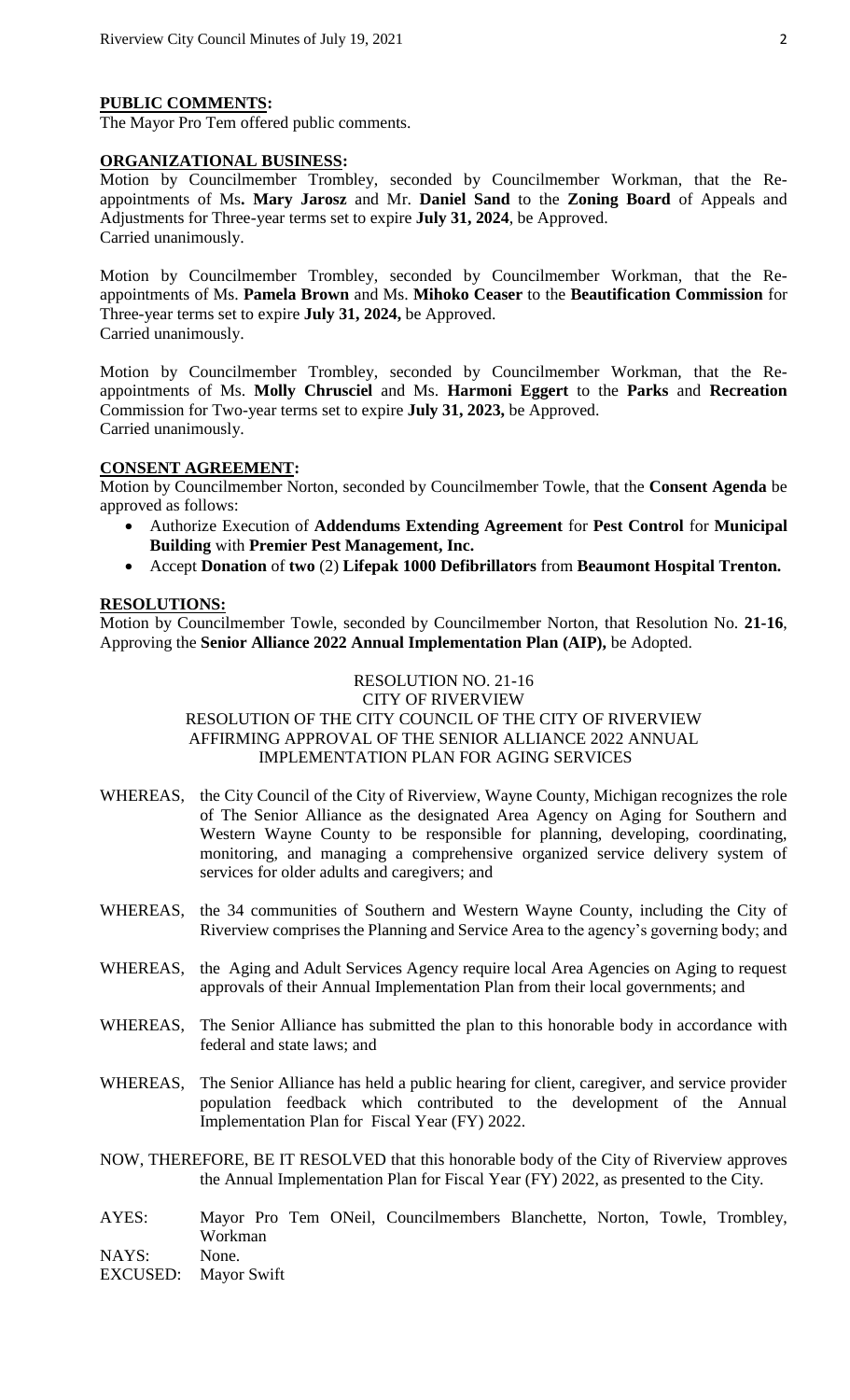**PUBLIC COMMENTS:**

The Mayor Pro Tem offered public comments.

**ORGANIZATIONAL BUSINESS:**

Motion by Councilmember Trombley, seconded by Councilmember Workman, that the Re-appointments of Ms**. Mary Jarosz** and Mr. **Daniel Sand** to the **Zoning Board** of Appeals and Adjustments for Three-year terms set to expire **July 31, 2024**, be Approved.
Carried unanimously.

Motion by Councilmember Trombley, seconded by Councilmember Workman, that the Re-appointments of Ms. **Pamela Brown** and Ms. **Mihoko Ceaser** to the **Beautification Commission** for Three-year terms set to expire **July 31, 2024,** be Approved.
Carried unanimously.

Motion by Councilmember Trombley, seconded by Councilmember Workman, that the Re-appointments of Ms. **Molly Chrusciel** and Ms. **Harmoni Eggert** to the **Parks** and **Recreation** Commission for Two-year terms set to expire **July 31, 2023,** be Approved.
Carried unanimously.

**CONSENT AGREEMENT:**

Motion by Councilmember Norton, seconded by Councilmember Towle, that the **Consent Agenda** be approved as follows:

- Authorize Execution of **Addendums Extending Agreement** for **Pest Control** for **Municipal Building** with **Premier Pest Management, Inc.**
- Accept **Donation** of **two** (2) **Lifepak 1000 Defibrillators** from **Beaumont Hospital Trenton.**

**RESOLUTIONS:**

Motion by Councilmember Towle, seconded by Councilmember Norton, that Resolution No. **21-16**, Approving the **Senior Alliance 2022 Annual Implementation Plan (AIP),** be Adopted.

RESOLUTION NO. 21-16
CITY OF RIVERVIEW
RESOLUTION OF THE CITY COUNCIL OF THE CITY OF RIVERVIEW AFFIRMING APPROVAL OF THE SENIOR ALLIANCE 2022 ANNUAL IMPLEMENTATION PLAN FOR AGING SERVICES

WHEREAS, the City Council of the City of Riverview, Wayne County, Michigan recognizes the role of The Senior Alliance as the designated Area Agency on Aging for Southern and Western Wayne County to be responsible for planning, developing, coordinating, monitoring, and managing a comprehensive organized service delivery system of services for older adults and caregivers; and

WHEREAS, the 34 communities of Southern and Western Wayne County, including the City of Riverview comprises the Planning and Service Area to the agency's governing body; and

WHEREAS, the Aging and Adult Services Agency require local Area Agencies on Aging to request approvals of their Annual Implementation Plan from their local governments; and

WHEREAS, The Senior Alliance has submitted the plan to this honorable body in accordance with federal and state laws; and

WHEREAS, The Senior Alliance has held a public hearing for client, caregiver, and service provider population feedback which contributed to the development of the Annual Implementation Plan for Fiscal Year (FY) 2022.

NOW, THEREFORE, BE IT RESOLVED that this honorable body of the City of Riverview approves the Annual Implementation Plan for Fiscal Year (FY) 2022, as presented to the City.

AYES: Mayor Pro Tem ONeil, Councilmembers Blanchette, Norton, Towle, Trombley, Workman
NAYS: None.
EXCUSED: Mayor Swift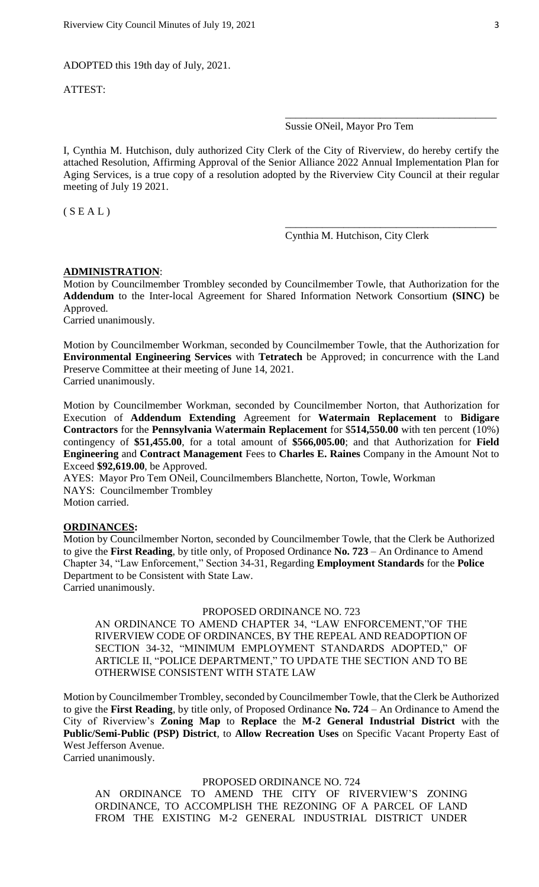ADOPTED this 19th day of July, 2021.

ATTEST:

\_\_\_\_\_\_\_\_\_\_\_\_\_\_\_\_\_\_\_\_\_\_\_\_\_\_\_\_\_\_\_\_\_\_\_\_\_\_\_\_

Sussie ONeil, Mayor Pro Tem

I, Cynthia M. Hutchison, duly authorized City Clerk of the City of Riverview, do hereby certify the attached Resolution, Affirming Approval of the Senior Alliance 2022 Annual Implementation Plan for Aging Services, is a true copy of a resolution adopted by the Riverview City Council at their regular meeting of July 19 2021.

( S E A L )

\_\_\_\_\_\_\_\_\_\_\_\_\_\_\_\_\_\_\_\_\_\_\_\_\_\_\_\_\_\_\_\_\_\_\_\_\_\_\_\_

Cynthia M. Hutchison, City Clerk

**ADMINISTRATION**:

Motion by Councilmember Trombley seconded by Councilmember Towle, that Authorization for the **Addendum** to the Inter-local Agreement for Shared Information Network Consortium **(SINC)** be Approved.
Carried unanimously.

Motion by Councilmember Workman, seconded by Councilmember Towle, that the Authorization for **Environmental Engineering Services** with **Tetratech** be Approved; in concurrence with the Land Preserve Committee at their meeting of June 14, 2021.
Carried unanimously.

Motion by Councilmember Workman, seconded by Councilmember Norton, that Authorization for Execution of **Addendum Extending** Agreement for **Watermain Replacement** to **Bidigare Contractors** for the **Pennsylvania Watermain Replacement** for $**514,550.00** with ten percent (10%) contingency of **$51,455.00**, for a total amount of **$566,005.00**; and that Authorization for **Field Engineering** and **Contract Management** Fees to **Charles E. Raines** Company in the Amount Not to Exceed **$92,619.00**, be Approved.
AYES: Mayor Pro Tem ONeil, Councilmembers Blanchette, Norton, Towle, Workman
NAYS: Councilmember Trombley
Motion carried.

**ORDINANCES:**

Motion by Councilmember Norton, seconded by Councilmember Towle, that the Clerk be Authorized to give the **First Reading**, by title only, of Proposed Ordinance **No. 723** – An Ordinance to Amend Chapter 34, "Law Enforcement," Section 34-31, Regarding **Employment Standards** for the **Police** Department to be Consistent with State Law.
Carried unanimously.

PROPOSED ORDINANCE NO. 723

AN ORDINANCE TO AMEND CHAPTER 34, "LAW ENFORCEMENT,"OF THE RIVERVIEW CODE OF ORDINANCES, BY THE REPEAL AND READOPTION OF SECTION 34-32, "MINIMUM EMPLOYMENT STANDARDS ADOPTED," OF ARTICLE II, "POLICE DEPARTMENT," TO UPDATE THE SECTION AND TO BE OTHERWISE CONSISTENT WITH STATE LAW

Motion by Councilmember Trombley, seconded by Councilmember Towle, that the Clerk be Authorized to give the **First Reading**, by title only, of Proposed Ordinance **No. 724** – An Ordinance to Amend the City of Riverview's **Zoning Map** to **Replace** the **M-2 General Industrial District** with the **Public/Semi-Public (PSP) District**, to **Allow Recreation Uses** on Specific Vacant Property East of West Jefferson Avenue.
Carried unanimously.

PROPOSED ORDINANCE NO. 724

AN ORDINANCE TO AMEND THE CITY OF RIVERVIEW'S ZONING ORDINANCE, TO ACCOMPLISH THE REZONING OF A PARCEL OF LAND FROM THE EXISTING M-2 GENERAL INDUSTRIAL DISTRICT UNDER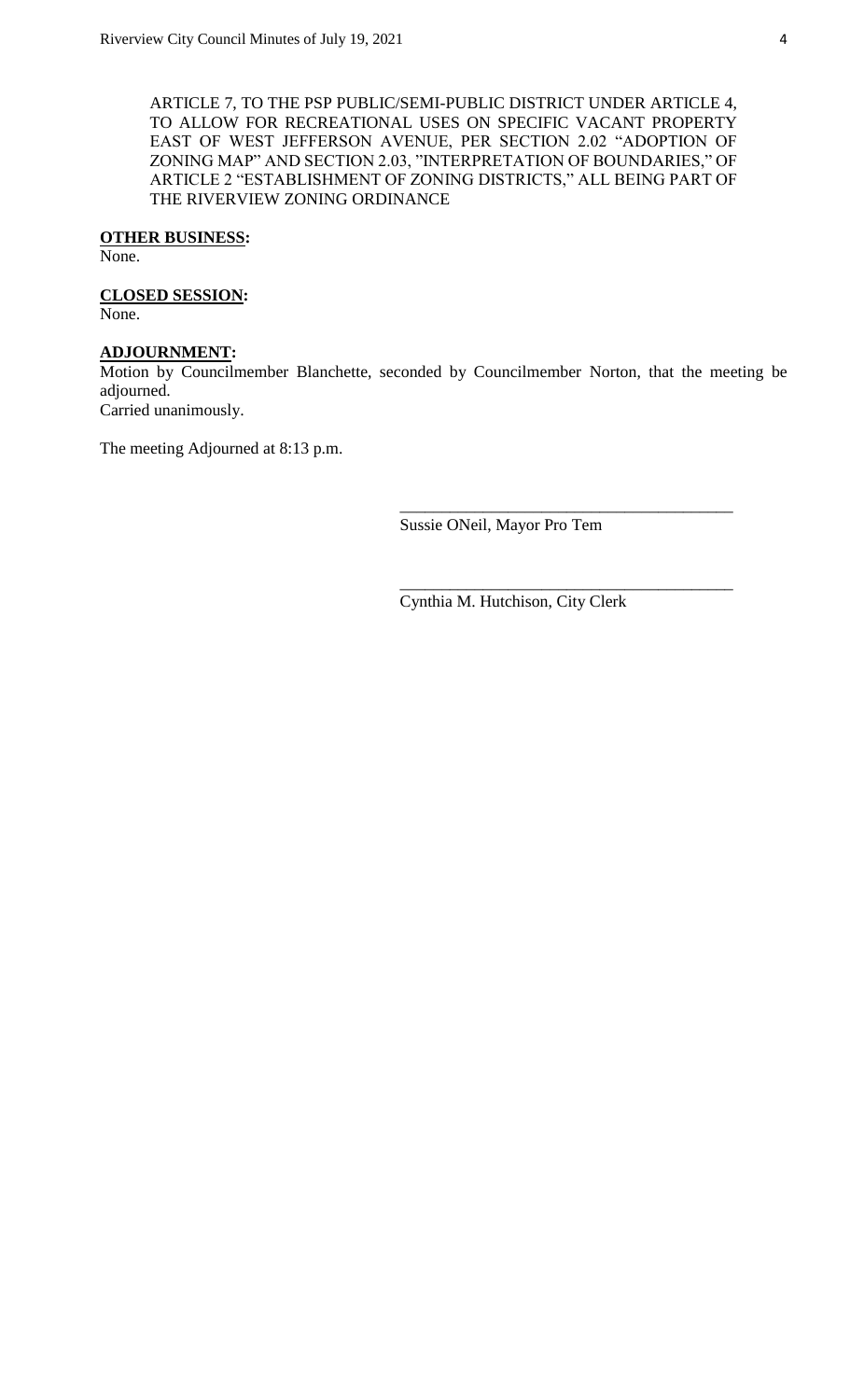ARTICLE 7, TO THE PSP PUBLIC/SEMI-PUBLIC DISTRICT UNDER ARTICLE 4, TO ALLOW FOR RECREATIONAL USES ON SPECIFIC VACANT PROPERTY EAST OF WEST JEFFERSON AVENUE, PER SECTION 2.02 "ADOPTION OF ZONING MAP" AND SECTION 2.03, "INTERPRETATION OF BOUNDARIES," OF ARTICLE 2 "ESTABLISHMENT OF ZONING DISTRICTS," ALL BEING PART OF THE RIVERVIEW ZONING ORDINANCE

**OTHER BUSINESS:**
None.

**CLOSED SESSION:**
None.

**ADJOURNMENT:**
Motion by Councilmember Blanchette, seconded by Councilmember Norton, that the meeting be adjourned.
Carried unanimously.

The meeting Adjourned at 8:13 p.m.

\_\_\_\_\_\_\_\_\_\_\_\_\_\_\_\_\_\_\_\_\_\_\_\_\_\_\_\_\_\_\_\_\_\_\_\_\_\_\_\_
Sussie ONeil, Mayor Pro Tem

\_\_\_\_\_\_\_\_\_\_\_\_\_\_\_\_\_\_\_\_\_\_\_\_\_\_\_\_\_\_\_\_\_\_\_\_\_\_\_\_
Cynthia M. Hutchison, City Clerk